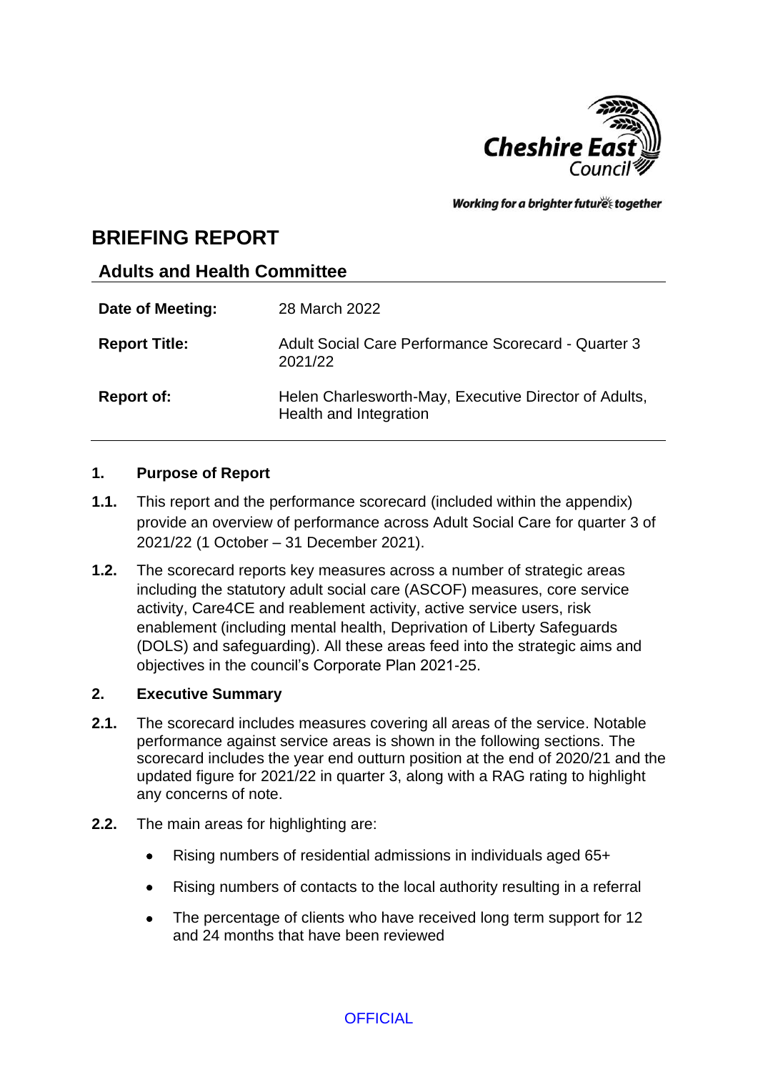Cheshire East Council

*Working for a brighter future together*

# BRIEFING REPORT

## Adults and Health Committee

| | |
|---|---|
| **Date of Meeting:** | 28 March 2022 |
| **Report Title:** | Adult Social Care Performance Scorecard - Quarter 3 2021/22 |
| **Report of:** | Helen Charlesworth-May, Executive Director of Adults, Health and Integration |

### 1. Purpose of Report

**1.1.** This report and the performance scorecard (included within the appendix) provide an overview of performance across Adult Social Care for quarter 3 of 2021/22 (1 October – 31 December 2021).

**1.2.** The scorecard reports key measures across a number of strategic areas including the statutory adult social care (ASCOF) measures, core service activity, Care4CE and reablement activity, active service users, risk enablement (including mental health, Deprivation of Liberty Safeguards (DOLS) and safeguarding). All these areas feed into the strategic aims and objectives in the council's Corporate Plan 2021-25.

### 2. Executive Summary

**2.1.** The scorecard includes measures covering all areas of the service. Notable performance against service areas is shown in the following sections. The scorecard includes the year end outturn position at the end of 2020/21 and the updated figure for 2021/22 in quarter 3, along with a RAG rating to highlight any concerns of note.

**2.2.** The main areas for highlighting are:

- Rising numbers of residential admissions in individuals aged 65+
- Rising numbers of contacts to the local authority resulting in a referral
- The percentage of clients who have received long term support for 12 and 24 months that have been reviewed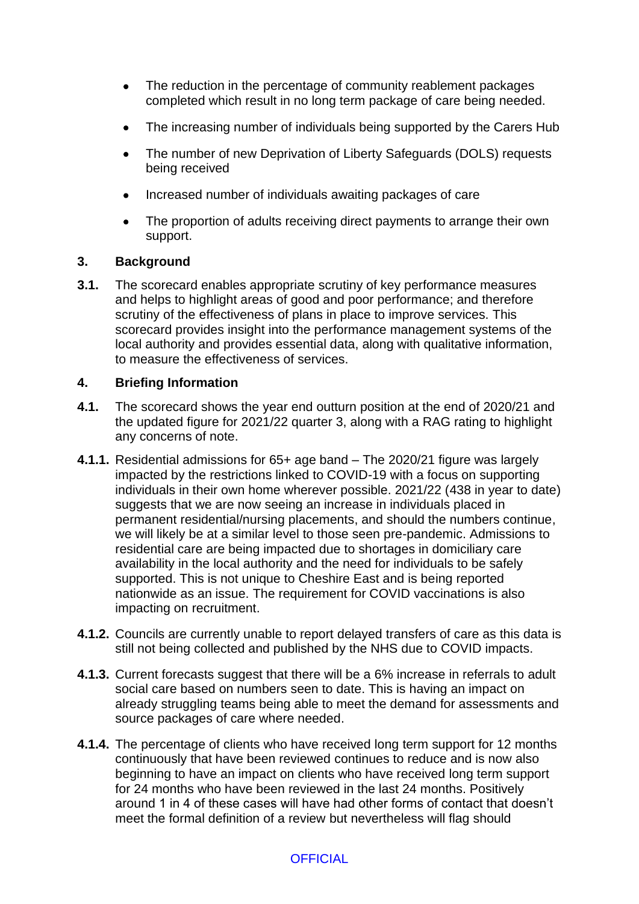- The reduction in the percentage of community reablement packages completed which result in no long term package of care being needed.
- The increasing number of individuals being supported by the Carers Hub
- The number of new Deprivation of Liberty Safeguards (DOLS) requests being received
- Increased number of individuals awaiting packages of care
- The proportion of adults receiving direct payments to arrange their own support.

## 3. Background

**3.1.** The scorecard enables appropriate scrutiny of key performance measures and helps to highlight areas of good and poor performance; and therefore scrutiny of the effectiveness of plans in place to improve services. This scorecard provides insight into the performance management systems of the local authority and provides essential data, along with qualitative information, to measure the effectiveness of services.

## 4. Briefing Information

**4.1.** The scorecard shows the year end outturn position at the end of 2020/21 and the updated figure for 2021/22 quarter 3, along with a RAG rating to highlight any concerns of note.

**4.1.1.** Residential admissions for 65+ age band – The 2020/21 figure was largely impacted by the restrictions linked to COVID-19 with a focus on supporting individuals in their own home wherever possible. 2021/22 (438 in year to date) suggests that we are now seeing an increase in individuals placed in permanent residential/nursing placements, and should the numbers continue, we will likely be at a similar level to those seen pre-pandemic. Admissions to residential care are being impacted due to shortages in domiciliary care availability in the local authority and the need for individuals to be safely supported. This is not unique to Cheshire East and is being reported nationwide as an issue. The requirement for COVID vaccinations is also impacting on recruitment.

**4.1.2.** Councils are currently unable to report delayed transfers of care as this data is still not being collected and published by the NHS due to COVID impacts.

**4.1.3.** Current forecasts suggest that there will be a 6% increase in referrals to adult social care based on numbers seen to date. This is having an impact on already struggling teams being able to meet the demand for assessments and source packages of care where needed.

**4.1.4.** The percentage of clients who have received long term support for 12 months continuously that have been reviewed continues to reduce and is now also beginning to have an impact on clients who have received long term support for 24 months who have been reviewed in the last 24 months. Positively around 1 in 4 of these cases will have had other forms of contact that doesn't meet the formal definition of a review but nevertheless will flag should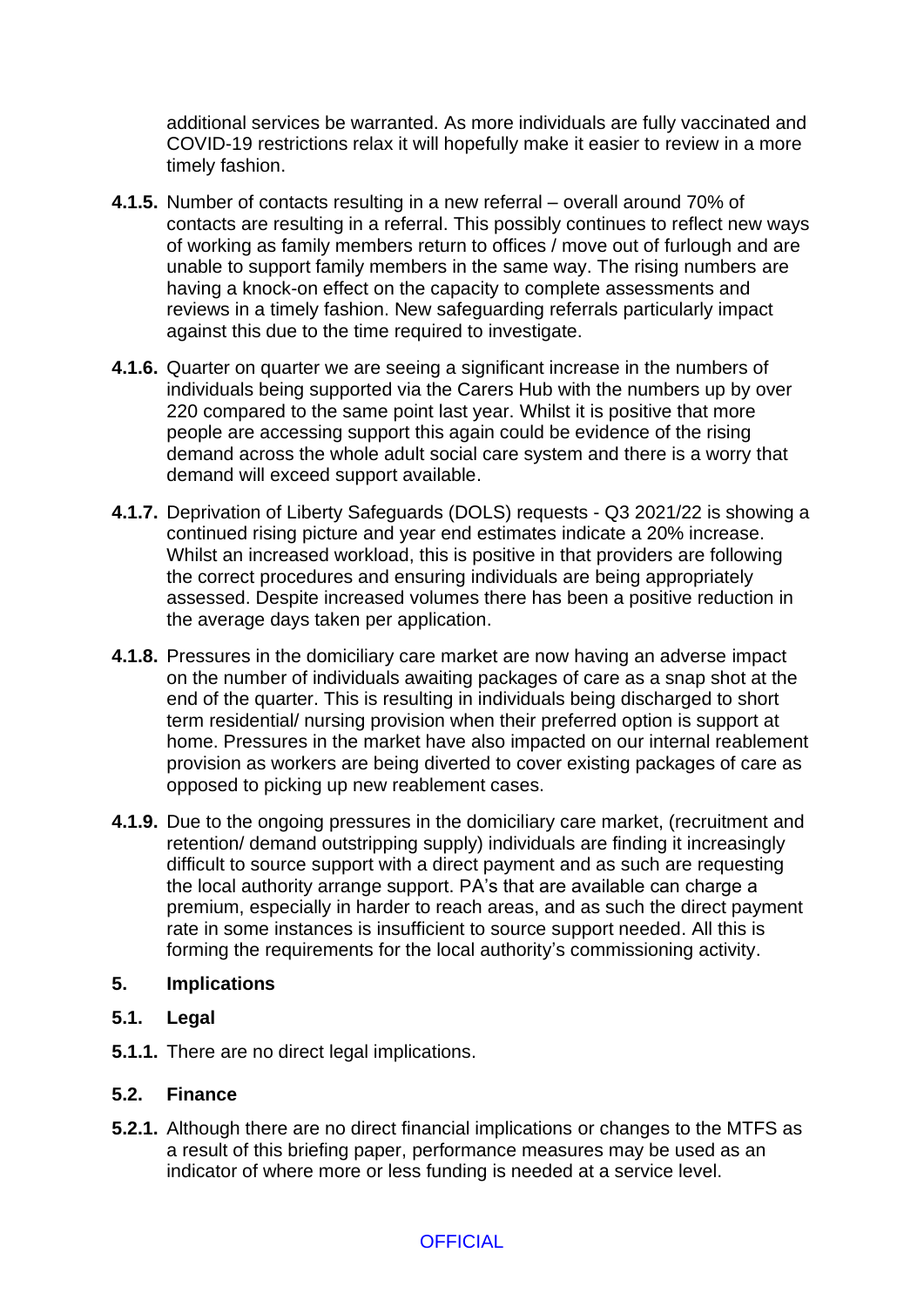additional services be warranted. As more individuals are fully vaccinated and COVID-19 restrictions relax it will hopefully make it easier to review in a more timely fashion.

**4.1.5.** Number of contacts resulting in a new referral – overall around 70% of contacts are resulting in a referral. This possibly continues to reflect new ways of working as family members return to offices / move out of furlough and are unable to support family members in the same way. The rising numbers are having a knock-on effect on the capacity to complete assessments and reviews in a timely fashion. New safeguarding referrals particularly impact against this due to the time required to investigate.

**4.1.6.** Quarter on quarter we are seeing a significant increase in the numbers of individuals being supported via the Carers Hub with the numbers up by over 220 compared to the same point last year. Whilst it is positive that more people are accessing support this again could be evidence of the rising demand across the whole adult social care system and there is a worry that demand will exceed support available.

**4.1.7.** Deprivation of Liberty Safeguards (DOLS) requests - Q3 2021/22 is showing a continued rising picture and year end estimates indicate a 20% increase. Whilst an increased workload, this is positive in that providers are following the correct procedures and ensuring individuals are being appropriately assessed. Despite increased volumes there has been a positive reduction in the average days taken per application.

**4.1.8.** Pressures in the domiciliary care market are now having an adverse impact on the number of individuals awaiting packages of care as a snap shot at the end of the quarter. This is resulting in individuals being discharged to short term residential/ nursing provision when their preferred option is support at home. Pressures in the market have also impacted on our internal reablement provision as workers are being diverted to cover existing packages of care as opposed to picking up new reablement cases.

**4.1.9.** Due to the ongoing pressures in the domiciliary care market, (recruitment and retention/ demand outstripping supply) individuals are finding it increasingly difficult to source support with a direct payment and as such are requesting the local authority arrange support. PA's that are available can charge a premium, especially in harder to reach areas, and as such the direct payment rate in some instances is insufficient to source support needed. All this is forming the requirements for the local authority's commissioning activity.

## 5. Implications

### 5.1. Legal

**5.1.1.** There are no direct legal implications.

### 5.2. Finance

**5.2.1.** Although there are no direct financial implications or changes to the MTFS as a result of this briefing paper, performance measures may be used as an indicator of where more or less funding is needed at a service level.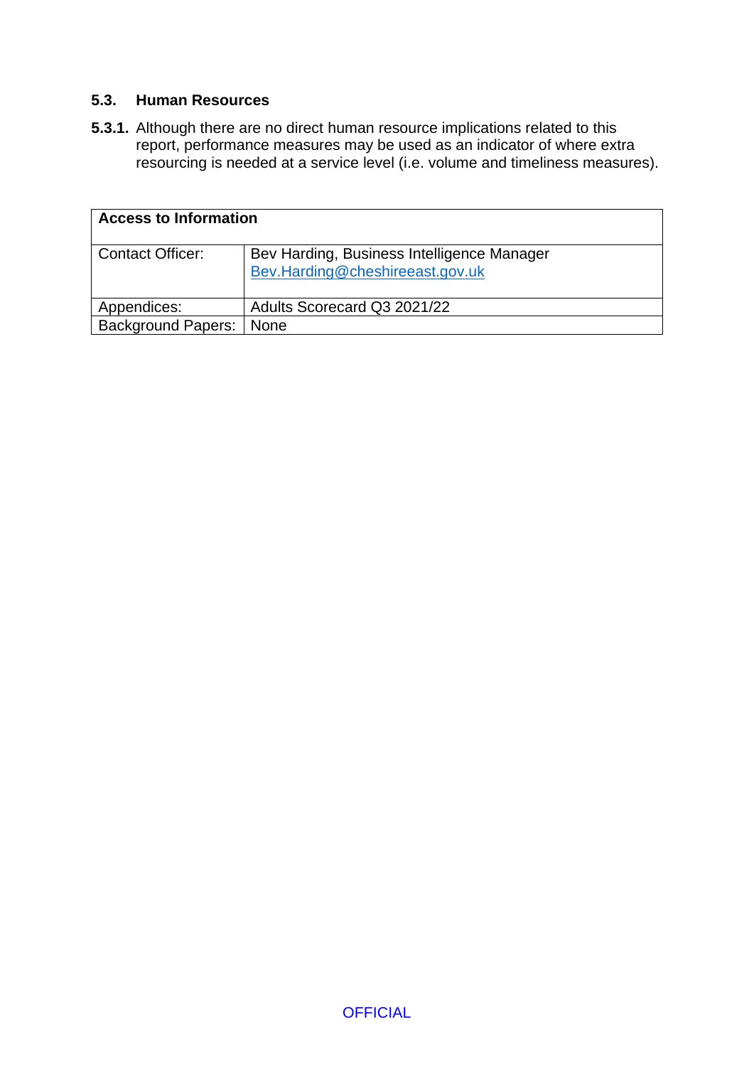### 5.3. Human Resources

**5.3.1.** Although there are no direct human resource implications related to this report, performance measures may be used as an indicator of where extra resourcing is needed at a service level (i.e. volume and timeliness measures).

| **Access to Information** | |
|---|---|
| Contact Officer: | Bev Harding, Business Intelligence Manager<br>Bev.Harding@cheshireeast.gov.uk |
| Appendices: | Adults Scorecard Q3 2021/22 |
| Background Papers: | None |

OFFICIAL